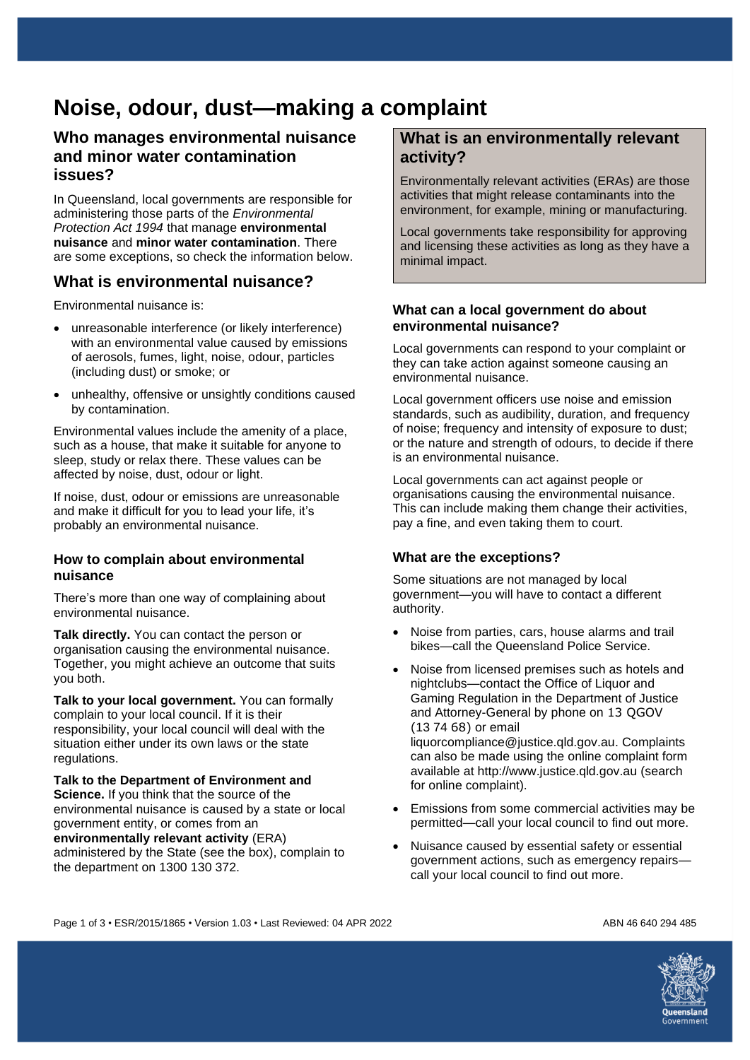# Noise, odour, dust—making a complaint

## Who manages environmental nuisance and minor water contamination issues?

In Queensland, local governments are responsible for administering those parts of the *Environmental Protection Act 1994* that manage **environmental nuisance** and **minor water contamination**. There are some exceptions, so check the information below.

## What is environmental nuisance?

Environmental nuisance is:

- unreasonable interference (or likely interference) with an environmental value caused by emissions of aerosols, fumes, light, noise, odour, particles (including dust) or smoke; or
- unhealthy, offensive or unsightly conditions caused by contamination.

Environmental values include the amenity of a place, such as a house, that make it suitable for anyone to sleep, study or relax there. These values can be affected by noise, dust, odour or light.

If noise, dust, odour or emissions are unreasonable and make it difficult for you to lead your life, it's probably an environmental nuisance.

### How to complain about environmental nuisance

There's more than one way of complaining about environmental nuisance.

**Talk directly.** You can contact the person or organisation causing the environmental nuisance. Together, you might achieve an outcome that suits you both.

**Talk to your local government.** You can formally complain to your local council. If it is their responsibility, your local council will deal with the situation either under its own laws or the state regulations.

**Talk to the Department of Environment and Science.** If you think that the source of the environmental nuisance is caused by a state or local government entity, or comes from an **environmentally relevant activity** (ERA) administered by the State (see the box), complain to the department on 1300 130 372.

## What is an environmentally relevant activity?

Environmentally relevant activities (ERAs) are those activities that might release contaminants into the environment, for example, mining or manufacturing.

Local governments take responsibility for approving and licensing these activities as long as they have a minimal impact.

### What can a local government do about environmental nuisance?

Local governments can respond to your complaint or they can take action against someone causing an environmental nuisance.

Local government officers use noise and emission standards, such as audibility, duration, and frequency of noise; frequency and intensity of exposure to dust; or the nature and strength of odours, to decide if there is an environmental nuisance.

Local governments can act against people or organisations causing the environmental nuisance. This can include making them change their activities, pay a fine, and even taking them to court.

### What are the exceptions?

Some situations are not managed by local government—you will have to contact a different authority.

- Noise from parties, cars, house alarms and trail bikes—call the Queensland Police Service.
- Noise from licensed premises such as hotels and nightclubs—contact the Office of Liquor and Gaming Regulation in the Department of Justice and Attorney-General by phone on 13 QGOV (13 74 68) or email liquorcompliance@justice.qld.gov.au. Complaints can also be made using the online complaint form available at http://www.justice.qld.gov.au (search for online complaint).
- Emissions from some commercial activities may be permitted—call your local council to find out more.
- Nuisance caused by essential safety or essential government actions, such as emergency repairs—call your local council to find out more.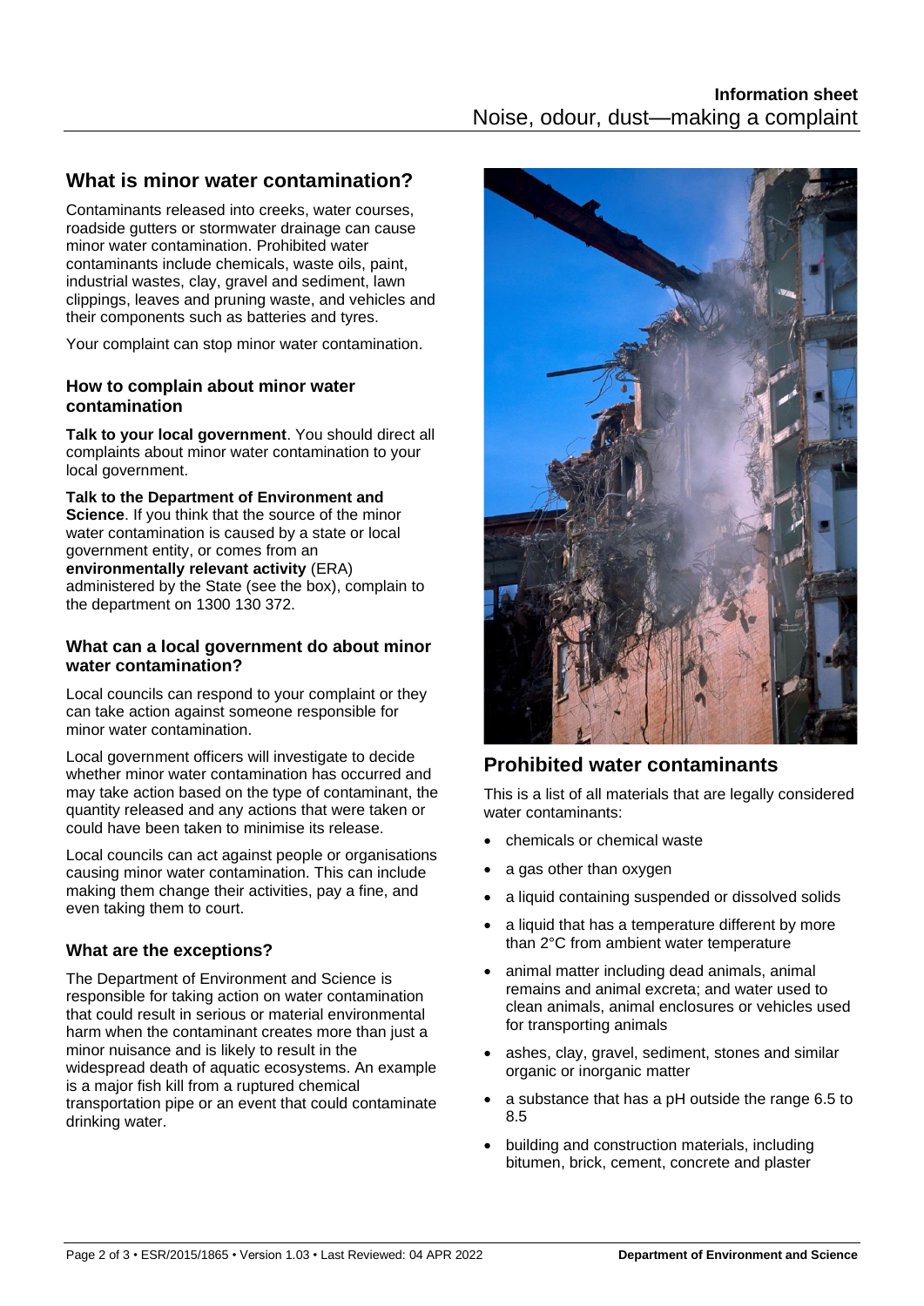## What is minor water contamination?

Contaminants released into creeks, water courses, roadside gutters or stormwater drainage can cause minor water contamination. Prohibited water contaminants include chemicals, waste oils, paint, industrial wastes, clay, gravel and sediment, lawn clippings, leaves and pruning waste, and vehicles and their components such as batteries and tyres.

Your complaint can stop minor water contamination.

### How to complain about minor water contamination

**Talk to your local government**. You should direct all complaints about minor water contamination to your local government.

**Talk to the Department of Environment and Science**. If you think that the source of the minor water contamination is caused by a state or local government entity, or comes from an **environmentally relevant activity** (ERA) administered by the State (see the box), complain to the department on 1300 130 372.

### What can a local government do about minor water contamination?

Local councils can respond to your complaint or they can take action against someone responsible for minor water contamination.

Local government officers will investigate to decide whether minor water contamination has occurred and may take action based on the type of contaminant, the quantity released and any actions that were taken or could have been taken to minimise its release.

Local councils can act against people or organisations causing minor water contamination. This can include making them change their activities, pay a fine, and even taking them to court.

### What are the exceptions?

The Department of Environment and Science is responsible for taking action on water contamination that could result in serious or material environmental harm when the contaminant creates more than just a minor nuisance and is likely to result in the widespread death of aquatic ecosystems. An example is a major fish kill from a ruptured chemical transportation pipe or an event that could contaminate drinking water.

## Prohibited water contaminants

This is a list of all materials that are legally considered water contaminants:

- chemicals or chemical waste
- a gas other than oxygen
- a liquid containing suspended or dissolved solids
- a liquid that has a temperature different by more than 2°C from ambient water temperature
- animal matter including dead animals, animal remains and animal excreta; and water used to clean animals, animal enclosures or vehicles used for transporting animals
- ashes, clay, gravel, sediment, stones and similar organic or inorganic matter
- a substance that has a pH outside the range 6.5 to 8.5
- building and construction materials, including bitumen, brick, cement, concrete and plaster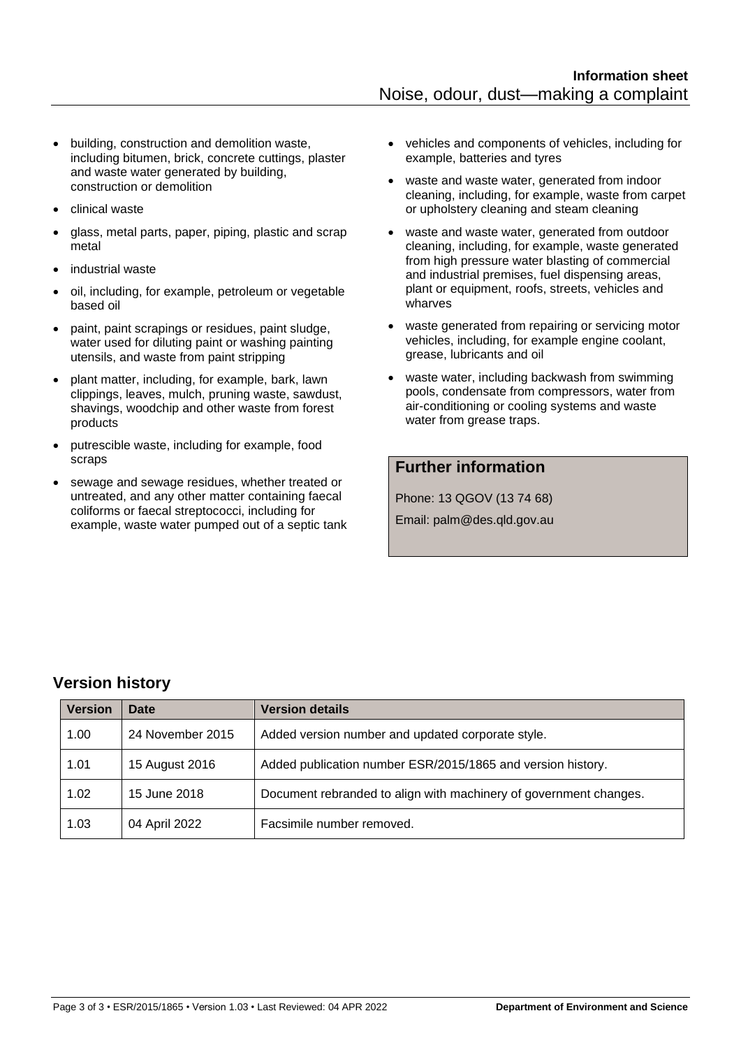- building, construction and demolition waste, including bitumen, brick, concrete cuttings, plaster and waste water generated by building, construction or demolition
- clinical waste
- glass, metal parts, paper, piping, plastic and scrap metal
- industrial waste
- oil, including, for example, petroleum or vegetable based oil
- paint, paint scrapings or residues, paint sludge, water used for diluting paint or washing painting utensils, and waste from paint stripping
- plant matter, including, for example, bark, lawn clippings, leaves, mulch, pruning waste, sawdust, shavings, woodchip and other waste from forest products
- putrescible waste, including for example, food scraps
- sewage and sewage residues, whether treated or untreated, and any other matter containing faecal coliforms or faecal streptococci, including for example, waste water pumped out of a septic tank
- vehicles and components of vehicles, including for example, batteries and tyres
- waste and waste water, generated from indoor cleaning, including, for example, waste from carpet or upholstery cleaning and steam cleaning
- waste and waste water, generated from outdoor cleaning, including, for example, waste generated from high pressure water blasting of commercial and industrial premises, fuel dispensing areas, plant or equipment, roofs, streets, vehicles and wharves
- waste generated from repairing or servicing motor vehicles, including, for example engine coolant, grease, lubricants and oil
- waste water, including backwash from swimming pools, condensate from compressors, water from air-conditioning or cooling systems and waste water from grease traps.

## Further information

Phone: 13 QGOV (13 74 68)

Email: palm@des.qld.gov.au

## Version history

| Version | Date | Version details |
|---|---|---|
| 1.00 | 24 November 2015 | Added version number and updated corporate style. |
| 1.01 | 15 August 2016 | Added publication number ESR/2015/1865 and version history. |
| 1.02 | 15 June 2018 | Document rebranded to align with machinery of government changes. |
| 1.03 | 04 April 2022 | Facsimile number removed. |